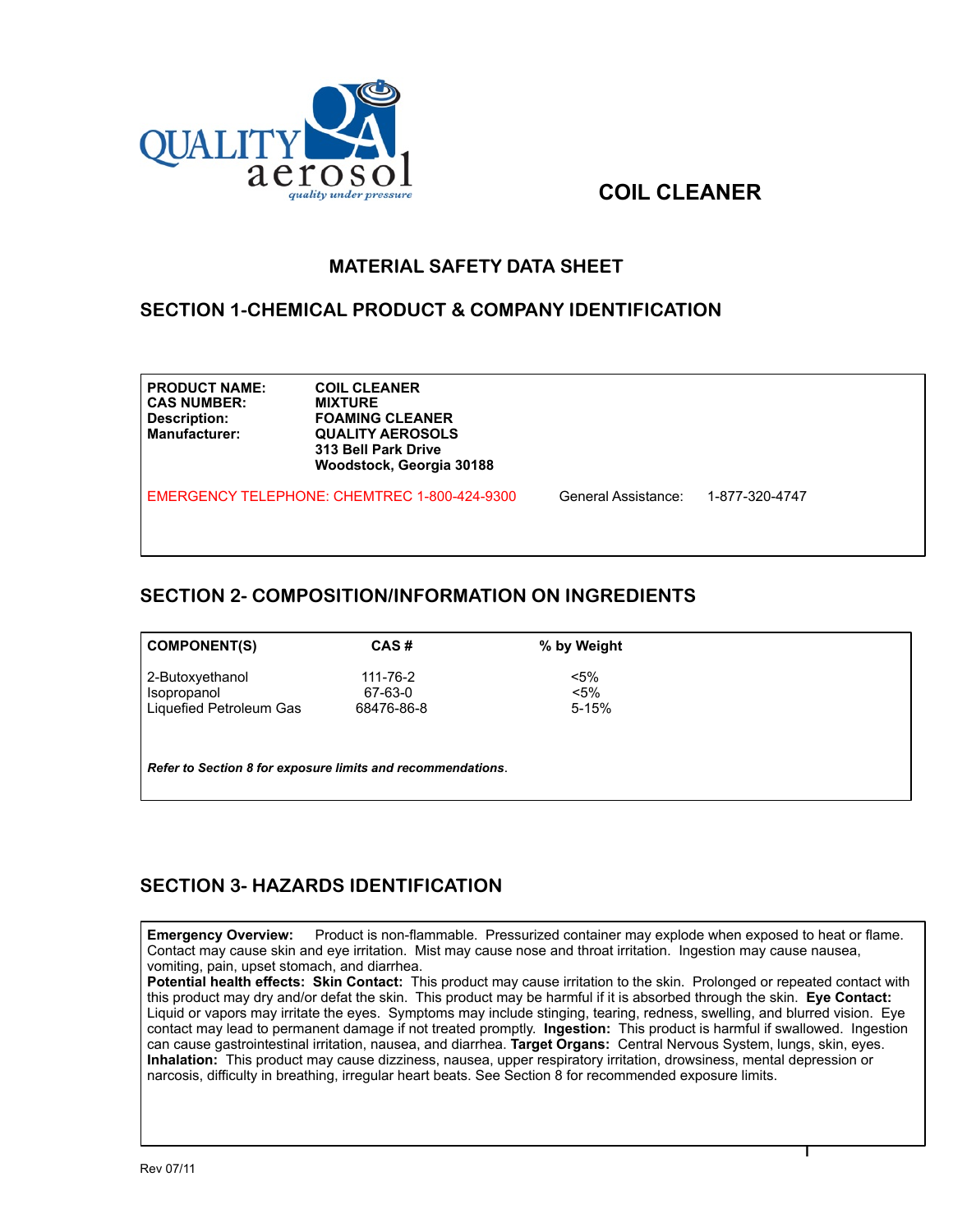QUALITY aerosol
*quality under pressure*

# COIL CLEANER

## MATERIAL SAFETY DATA SHEET

## SECTION 1-CHEMICAL PRODUCT & COMPANY IDENTIFICATION

| | |
|---|---|
| **PRODUCT NAME:** | **COIL CLEANER** |
| **CAS NUMBER:** | **MIXTURE** |
| **Description:** | **FOAMING CLEANER** |
| **Manufacturer:** | **QUALITY AEROSOLS**<br>**313 Bell Park Drive**<br>**Woodstock, Georgia 30188** |

EMERGENCY TELEPHONE: CHEMTREC 1-800-424-9300 General Assistance: 1-877-320-4747

## SECTION 2- COMPOSITION/INFORMATION ON INGREDIENTS

| COMPONENT(S) | CAS # | % by Weight |
|---|---|---|
| 2-Butoxyethanol | 111-76-2 | <5% |
| Isopropanol | 67-63-0 | <5% |
| Liquefied Petroleum Gas | 68476-86-8 | 5-15% |

***Refer to Section 8 for exposure limits and recommendations***.

## SECTION 3- HAZARDS IDENTIFICATION

**Emergency Overview:** Product is non-flammable. Pressurized container may explode when exposed to heat or flame. Contact may cause skin and eye irritation. Mist may cause nose and throat irritation. Ingestion may cause nausea, vomiting, pain, upset stomach, and diarrhea.

**Potential health effects: Skin Contact:** This product may cause irritation to the skin. Prolonged or repeated contact with this product may dry and/or defat the skin. This product may be harmful if it is absorbed through the skin. **Eye Contact:** Liquid or vapors may irritate the eyes. Symptoms may include stinging, tearing, redness, swelling, and blurred vision. Eye contact may lead to permanent damage if not treated promptly. **Ingestion:** This product is harmful if swallowed. Ingestion can cause gastrointestinal irritation, nausea, and diarrhea. **Target Organs:** Central Nervous System, lungs, skin, eyes. **Inhalation:** This product may cause dizziness, nausea, upper respiratory irritation, drowsiness, mental depression or narcosis, difficulty in breathing, irregular heart beats. See Section 8 for recommended exposure limits.

Rev 07/11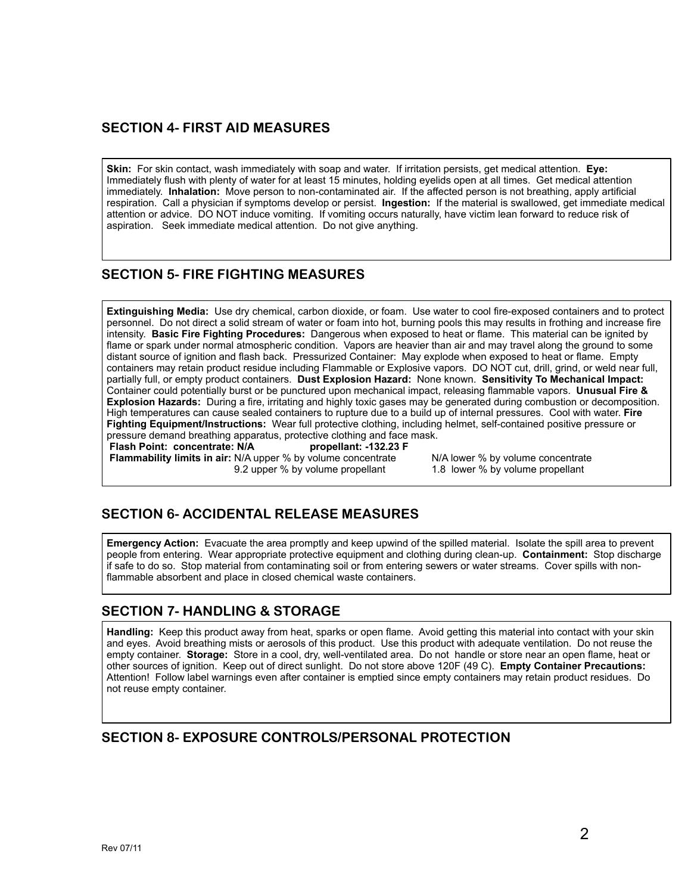## SECTION 4- FIRST AID MEASURES

**Skin:** For skin contact, wash immediately with soap and water. If irritation persists, get medical attention. **Eye:** Immediately flush with plenty of water for at least 15 minutes, holding eyelids open at all times. Get medical attention immediately. **Inhalation:** Move person to non-contaminated air. If the affected person is not breathing, apply artificial respiration. Call a physician if symptoms develop or persist. **Ingestion:** If the material is swallowed, get immediate medical attention or advice. DO NOT induce vomiting. If vomiting occurs naturally, have victim lean forward to reduce risk of aspiration. Seek immediate medical attention. Do not give anything.

## SECTION 5- FIRE FIGHTING MEASURES

**Extinguishing Media:** Use dry chemical, carbon dioxide, or foam. Use water to cool fire-exposed containers and to protect personnel. Do not direct a solid stream of water or foam into hot, burning pools this may results in frothing and increase fire intensity. **Basic Fire Fighting Procedures:** Dangerous when exposed to heat or flame. This material can be ignited by flame or spark under normal atmospheric condition. Vapors are heavier than air and may travel along the ground to some distant source of ignition and flash back. Pressurized Container: May explode when exposed to heat or flame. Empty containers may retain product residue including Flammable or Explosive vapors. DO NOT cut, drill, grind, or weld near full, partially full, or empty product containers. **Dust Explosion Hazard:** None known. **Sensitivity To Mechanical Impact:** Container could potentially burst or be punctured upon mechanical impact, releasing flammable vapors. **Unusual Fire & Explosion Hazards:** During a fire, irritating and highly toxic gases may be generated during combustion or decomposition. High temperatures can cause sealed containers to rupture due to a build up of internal pressures. Cool with water. **Fire Fighting Equipment/Instructions:** Wear full protective clothing, including helmet, self-contained positive pressure or pressure demand breathing apparatus, protective clothing and face mask.

**Flash Point: concentrate: N/A propellant: -132.23 F**

**Flammability limits in air:** N/A upper % by volume concentrate N/A lower % by volume concentrate
9.2 upper % by volume propellant 1.8 lower % by volume propellant

## SECTION 6- ACCIDENTAL RELEASE MEASURES

**Emergency Action:** Evacuate the area promptly and keep upwind of the spilled material. Isolate the spill area to prevent people from entering. Wear appropriate protective equipment and clothing during clean-up. **Containment:** Stop discharge if safe to do so. Stop material from contaminating soil or from entering sewers or water streams. Cover spills with non-flammable absorbent and place in closed chemical waste containers.

## SECTION 7- HANDLING & STORAGE

**Handling:** Keep this product away from heat, sparks or open flame. Avoid getting this material into contact with your skin and eyes. Avoid breathing mists or aerosols of this product. Use this product with adequate ventilation. Do not reuse the empty container. **Storage:** Store in a cool, dry, well-ventilated area. Do not handle or store near an open flame, heat or other sources of ignition. Keep out of direct sunlight. Do not store above 120F (49 C). **Empty Container Precautions:** Attention! Follow label warnings even after container is emptied since empty containers may retain product residues. Do not reuse empty container.

## SECTION 8- EXPOSURE CONTROLS/PERSONAL PROTECTION

Rev 07/11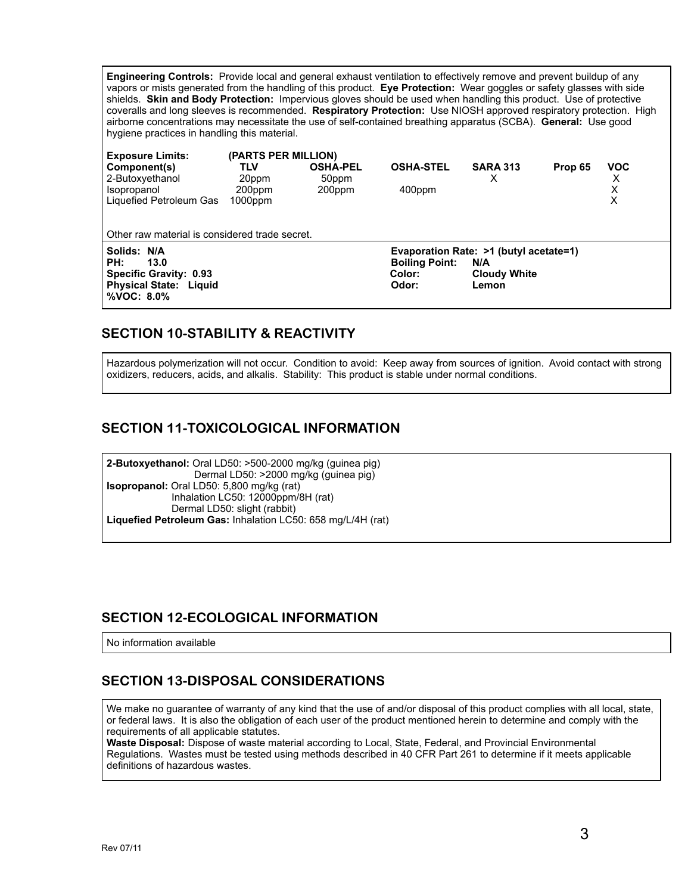**Engineering Controls:** Provide local and general exhaust ventilation to effectively remove and prevent buildup of any vapors or mists generated from the handling of this product. **Eye Protection:** Wear goggles or safety glasses with side shields. **Skin and Body Protection:** Impervious gloves should be used when handling this product. Use of protective coveralls and long sleeves is recommended. **Respiratory Protection:** Use NIOSH approved respiratory protection. High airborne concentrations may necessitate the use of self-contained breathing apparatus (SCBA). **General:** Use good hygiene practices in handling this material.

**Exposure Limits:** **(PARTS PER MILLION)**

| Component(s) | TLV | OSHA-PEL | OSHA-STEL | SARA 313 | Prop 65 | VOC |
|---|---|---|---|---|---|---|
| 2-Butoxyethanol | 20ppm | 50ppm | | X | | X |
| Isopropanol | 200ppm | 200ppm | 400ppm | | | X |
| Liquefied Petroleum Gas | 1000ppm | | | | | X |

Other raw material is considered trade secret.

**Solids:** N/A
**PH:** 13.0
**Specific Gravity:** 0.93
**Physical State:** Liquid
**%VOC:** 8.0%

**Evaporation Rate:** >1 (butyl acetate=1)
**Boiling Point:** N/A
**Color:** Cloudy White
**Odor:** Lemon

## SECTION 10-STABILITY & REACTIVITY

Hazardous polymerization will not occur. Condition to avoid: Keep away from sources of ignition. Avoid contact with strong oxidizers, reducers, acids, and alkalis. Stability: This product is stable under normal conditions.

## SECTION 11-TOXICOLOGICAL INFORMATION

**2-Butoxyethanol:** Oral LD50: >500-2000 mg/kg (guinea pig)
Dermal LD50: >2000 mg/kg (guinea pig)
**Isopropanol:** Oral LD50: 5,800 mg/kg (rat)
Inhalation LC50: 12000ppm/8H (rat)
Dermal LD50: slight (rabbit)
**Liquefied Petroleum Gas:** Inhalation LC50: 658 mg/L/4H (rat)

## SECTION 12-ECOLOGICAL INFORMATION

No information available

## SECTION 13-DISPOSAL CONSIDERATIONS

We make no guarantee of warranty of any kind that the use of and/or disposal of this product complies with all local, state, or federal laws. It is also the obligation of each user of the product mentioned herein to determine and comply with the requirements of all applicable statutes.
**Waste Disposal:** Dispose of waste material according to Local, State, Federal, and Provincial Environmental Regulations. Wastes must be tested using methods described in 40 CFR Part 261 to determine if it meets applicable definitions of hazardous wastes.

Rev 07/11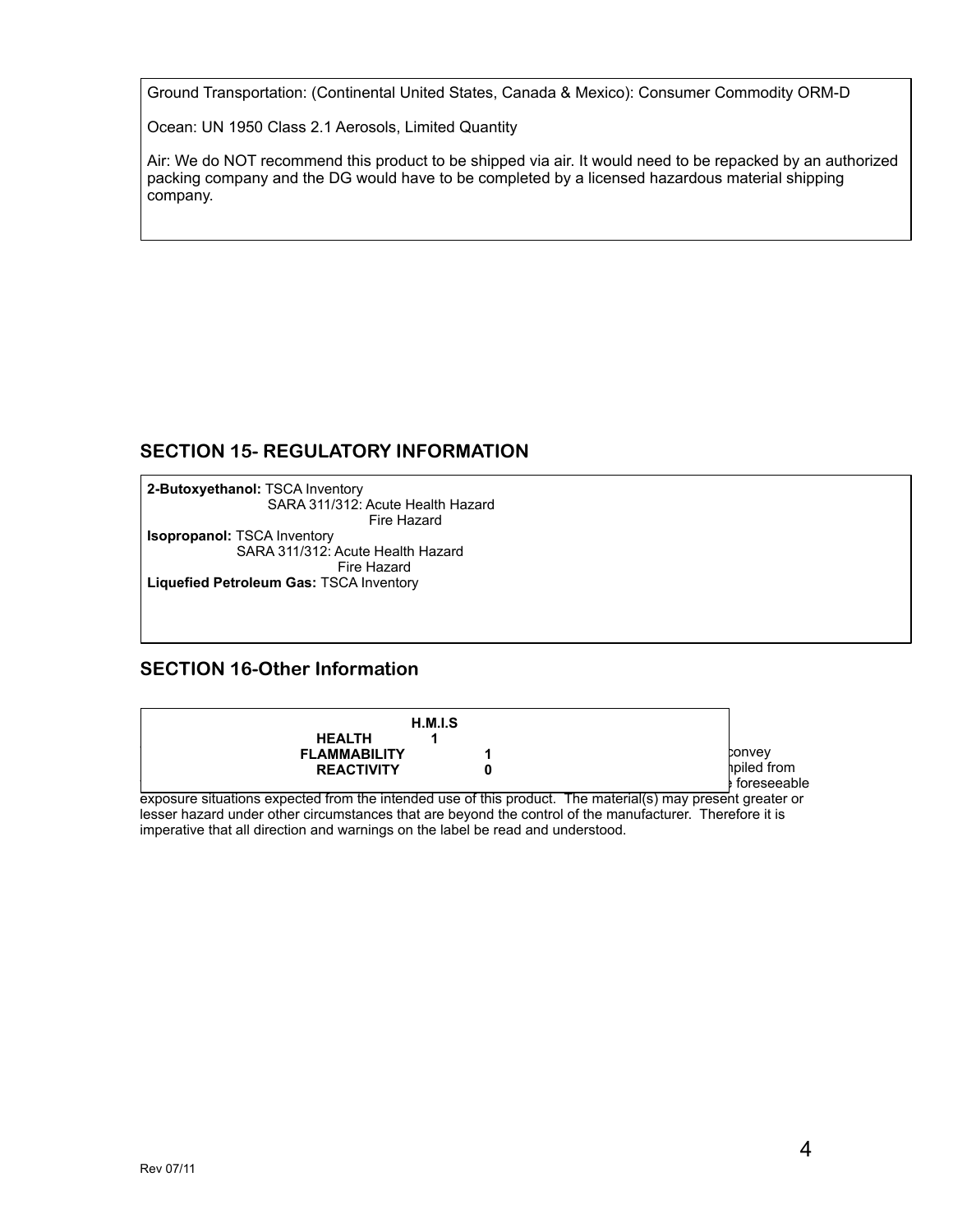Ground Transportation: (Continental United States, Canada & Mexico): Consumer Commodity ORM-D

Ocean: UN 1950 Class 2.1 Aerosols, Limited Quantity

Air: We do NOT recommend this product to be shipped via air. It would need to be repacked by an authorized packing company and the DG would have to be completed by a licensed hazardous material shipping company.

## SECTION 15- REGULATORY INFORMATION

**2-Butoxyethanol:** TSCA Inventory
SARA 311/312: Acute Health Hazard
Fire Hazard

**Isopropanol:** TSCA Inventory
SARA 311/312: Acute Health Hazard
Fire Hazard

**Liquefied Petroleum Gas:** TSCA Inventory

## SECTION 16-Other Information

| H.M.I.S | |
|---|---|
| **HEALTH** | **1** |
| **FLAMMABILITY** | **1** |
| **REACTIVITY** | **0** |

...convey ...piled from ...foreseeable exposure situations expected from the intended use of this product. The material(s) may present greater or lesser hazard under other circumstances that are beyond the control of the manufacturer. Therefore it is imperative that all direction and warnings on the label be read and understood.

Rev 07/11